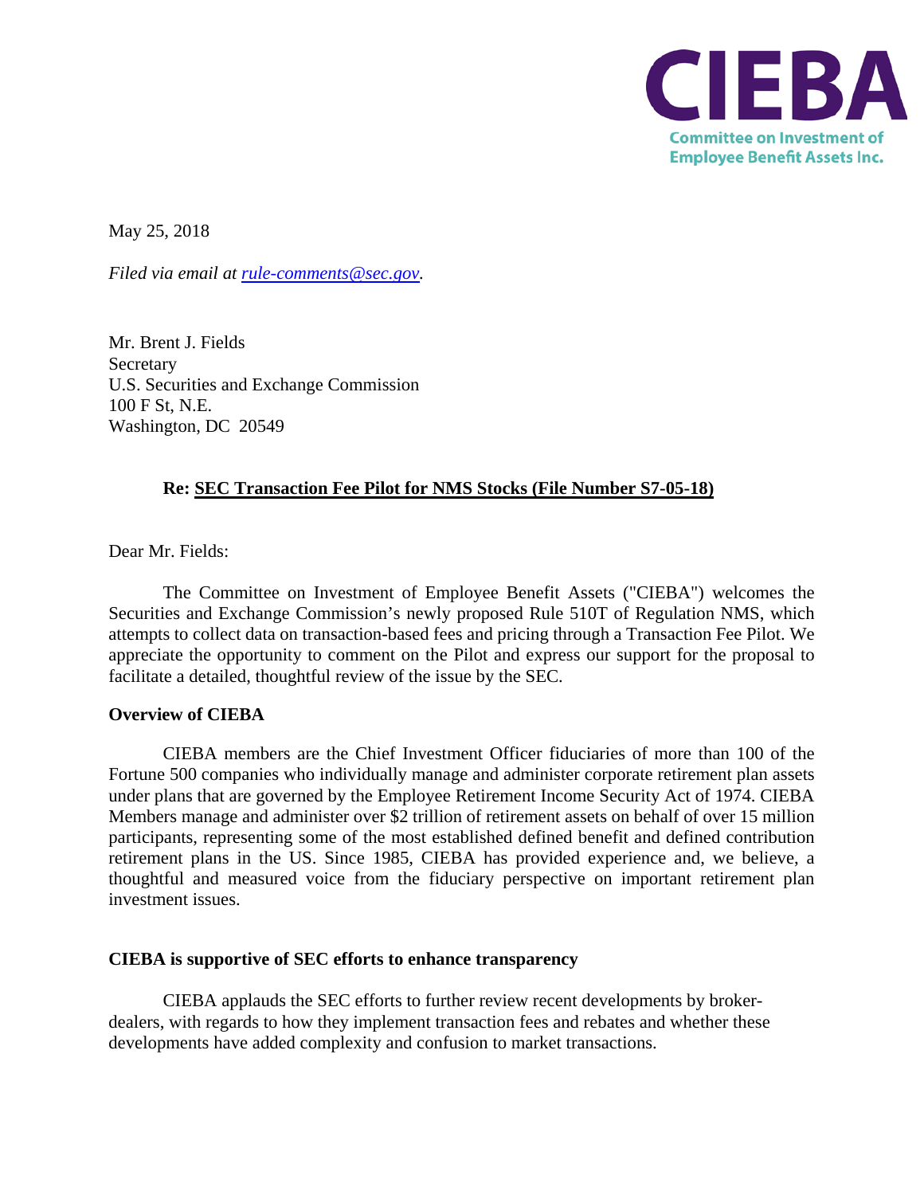**CIEBA**
Committee on Investment of Employee Benefit Assets Inc.

May 25, 2018

*Filed via email at [rule-comments@sec.gov](mailto:rule-comments@sec.gov).*

Mr. Brent J. Fields
Secretary
U.S. Securities and Exchange Commission
100 F St, N.E.
Washington, DC 20549

**Re: SEC Transaction Fee Pilot for NMS Stocks (File Number S7-05-18)**

Dear Mr. Fields:

The Committee on Investment of Employee Benefit Assets ("CIEBA") welcomes the Securities and Exchange Commission's newly proposed Rule 510T of Regulation NMS, which attempts to collect data on transaction-based fees and pricing through a Transaction Fee Pilot. We appreciate the opportunity to comment on the Pilot and express our support for the proposal to facilitate a detailed, thoughtful review of the issue by the SEC.

**Overview of CIEBA**

CIEBA members are the Chief Investment Officer fiduciaries of more than 100 of the Fortune 500 companies who individually manage and administer corporate retirement plan assets under plans that are governed by the Employee Retirement Income Security Act of 1974. CIEBA Members manage and administer over $2 trillion of retirement assets on behalf of over 15 million participants, representing some of the most established defined benefit and defined contribution retirement plans in the US. Since 1985, CIEBA has provided experience and, we believe, a thoughtful and measured voice from the fiduciary perspective on important retirement plan investment issues.

**CIEBA is supportive of SEC efforts to enhance transparency**

CIEBA applauds the SEC efforts to further review recent developments by broker-dealers, with regards to how they implement transaction fees and rebates and whether these developments have added complexity and confusion to market transactions.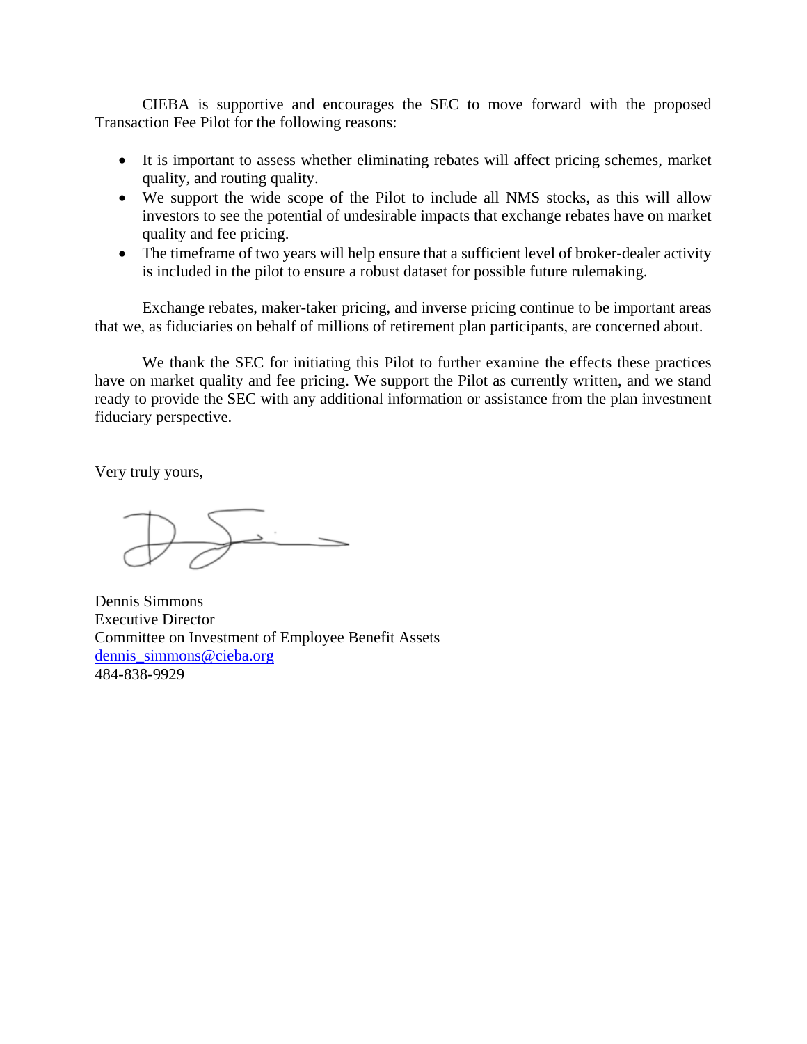CIEBA is supportive and encourages the SEC to move forward with the proposed Transaction Fee Pilot for the following reasons:

- It is important to assess whether eliminating rebates will affect pricing schemes, market quality, and routing quality.
- We support the wide scope of the Pilot to include all NMS stocks, as this will allow investors to see the potential of undesirable impacts that exchange rebates have on market quality and fee pricing.
- The timeframe of two years will help ensure that a sufficient level of broker-dealer activity is included in the pilot to ensure a robust dataset for possible future rulemaking.

Exchange rebates, maker-taker pricing, and inverse pricing continue to be important areas that we, as fiduciaries on behalf of millions of retirement plan participants, are concerned about.

We thank the SEC for initiating this Pilot to further examine the effects these practices have on market quality and fee pricing. We support the Pilot as currently written, and we stand ready to provide the SEC with any additional information or assistance from the plan investment fiduciary perspective.

Very truly yours,

Dennis Simmons
Executive Director
Committee on Investment of Employee Benefit Assets
dennis_simmons@cieba.org
484-838-9929